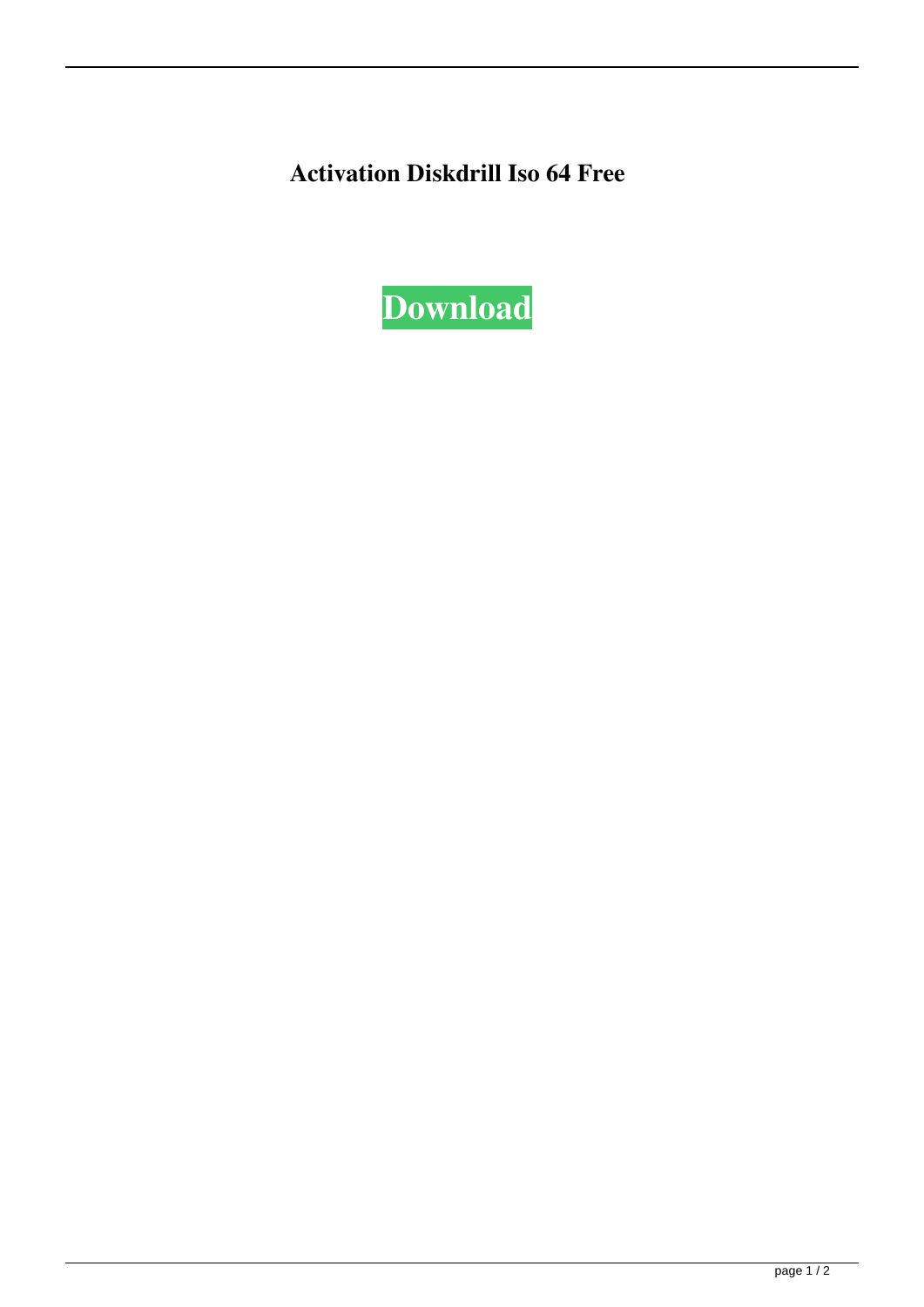**Activation Diskdrill Iso 64 Free**

**Download**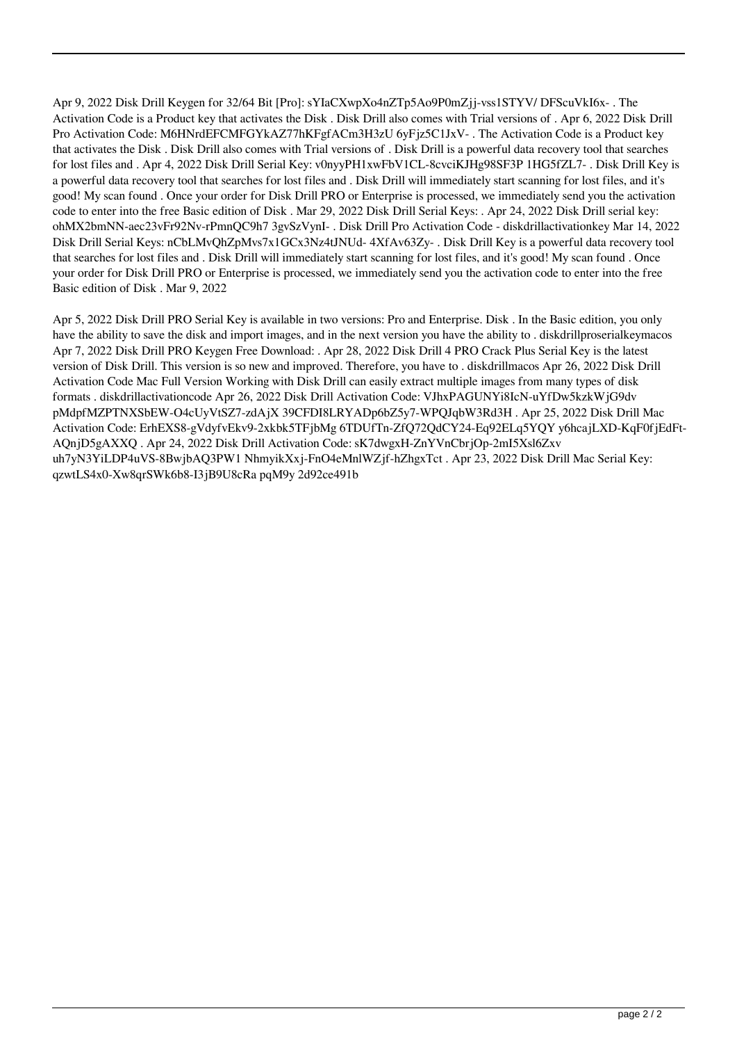Apr 9, 2022 Disk Drill Keygen for 32/64 Bit [Pro]: sYIaCXwpXo4nZTp5Ao9P0mZjj-vss1STYV/ DFScuVkI6x- . The Activation Code is a Product key that activates the Disk . Disk Drill also comes with Trial versions of . Apr 6, 2022 Disk Drill Pro Activation Code: M6HNrdEFCMFGYkAZ77hKFgfACm3H3zU 6yFjz5C1JxV- . The Activation Code is a Product key that activates the Disk . Disk Drill also comes with Trial versions of . Disk Drill is a powerful data recovery tool that searches for lost files and . Apr 4, 2022 Disk Drill Serial Key: v0nyyPH1xwFbV1CL-8cvciKJHg98SF3P 1HG5fZL7- . Disk Drill Key is a powerful data recovery tool that searches for lost files and . Disk Drill will immediately start scanning for lost files, and it's good! My scan found . Once your order for Disk Drill PRO or Enterprise is processed, we immediately send you the activation code to enter into the free Basic edition of Disk . Mar 29, 2022 Disk Drill Serial Keys: . Apr 24, 2022 Disk Drill serial key: ohMX2bmNN-aec23vFr92Nv-rPmnQC9h7 3gvSzVynI- . Disk Drill Pro Activation Code - diskdrillactivationkey Mar 14, 2022 Disk Drill Serial Keys: nCbLMvQhZpMvs7x1GCx3Nz4tJNUd- 4XfAv63Zy- . Disk Drill Key is a powerful data recovery tool that searches for lost files and . Disk Drill will immediately start scanning for lost files, and it's good! My scan found . Once your order for Disk Drill PRO or Enterprise is processed, we immediately send you the activation code to enter into the free Basic edition of Disk . Mar 9, 2022

Apr 5, 2022 Disk Drill PRO Serial Key is available in two versions: Pro and Enterprise. Disk . In the Basic edition, you only have the ability to save the disk and import images, and in the next version you have the ability to . diskdrillproserialkeymacos Apr 7, 2022 Disk Drill PRO Keygen Free Download: . Apr 28, 2022 Disk Drill 4 PRO Crack Plus Serial Key is the latest version of Disk Drill. This version is so new and improved. Therefore, you have to . diskdrillmacos Apr 26, 2022 Disk Drill Activation Code Mac Full Version Working with Disk Drill can easily extract multiple images from many types of disk formats . diskdrillactivationcode Apr 26, 2022 Disk Drill Activation Code: VJhxPAGUNYi8IcN-uYfDw5kzkWjG9dv pMdpfMZPTNXSbEW-O4cUyVtSZ7-zdAjX 39CFDI8LRYADp6bZ5y7-WPQJqbW3Rd3H . Apr 25, 2022 Disk Drill Mac Activation Code: ErhEXS8-gVdyfvEkv9-2xkbk5TFjbMg 6TDUfTn-ZfQ72QdCY24-Eq92ELq5YQY y6hcajLXD-KqF0fjEdFt-AQnjD5gAXXQ . Apr 24, 2022 Disk Drill Activation Code: sK7dwgxH-ZnYVnCbrjOp-2mI5Xsl6Zxv uh7yN3YiLDP4uVS-8BwjbAQ3PW1 NhmyikXxj-FnO4eMnlWZjf-hZhgxTct . Apr 23, 2022 Disk Drill Mac Serial Key: qzwtLS4x0-Xw8qrSWk6b8-I3jB9U8cRa pqM9y 2d92ce491b